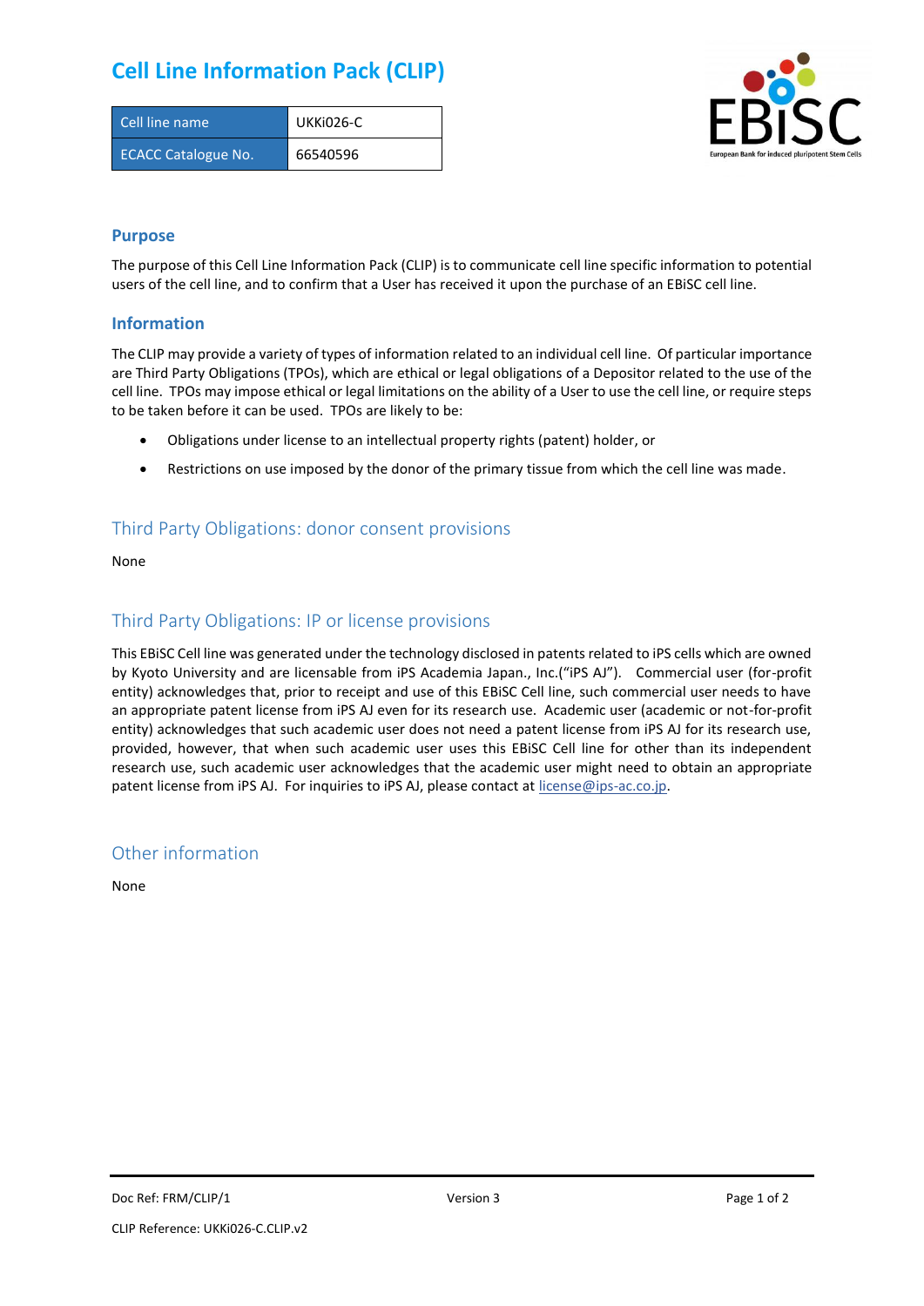# Cell Line Information Pack (CLIP)

| Cell line name | UKKi026-C |
|---|---|
| ECACC Catalogue No. | 66540596 |

## Purpose

The purpose of this Cell Line Information Pack (CLIP) is to communicate cell line specific information to potential users of the cell line, and to confirm that a User has received it upon the purchase of an EBiSC cell line.

## Information

The CLIP may provide a variety of types of information related to an individual cell line. Of particular importance are Third Party Obligations (TPOs), which are ethical or legal obligations of a Depositor related to the use of the cell line. TPOs may impose ethical or legal limitations on the ability of a User to use the cell line, or require steps to be taken before it can be used. TPOs are likely to be:

- Obligations under license to an intellectual property rights (patent) holder, or
- Restrictions on use imposed by the donor of the primary tissue from which the cell line was made.

## Third Party Obligations: donor consent provisions

None

## Third Party Obligations: IP or license provisions

This EBiSC Cell line was generated under the technology disclosed in patents related to iPS cells which are owned by Kyoto University and are licensable from iPS Academia Japan., Inc.("iPS AJ"). Commercial user (for-profit entity) acknowledges that, prior to receipt and use of this EBiSC Cell line, such commercial user needs to have an appropriate patent license from iPS AJ even for its research use. Academic user (academic or not-for-profit entity) acknowledges that such academic user does not need a patent license from iPS AJ for its research use, provided, however, that when such academic user uses this EBiSC Cell line for other than its independent research use, such academic user acknowledges that the academic user might need to obtain an appropriate patent license from iPS AJ. For inquiries to iPS AJ, please contact at license@ips-ac.co.jp.

## Other information

None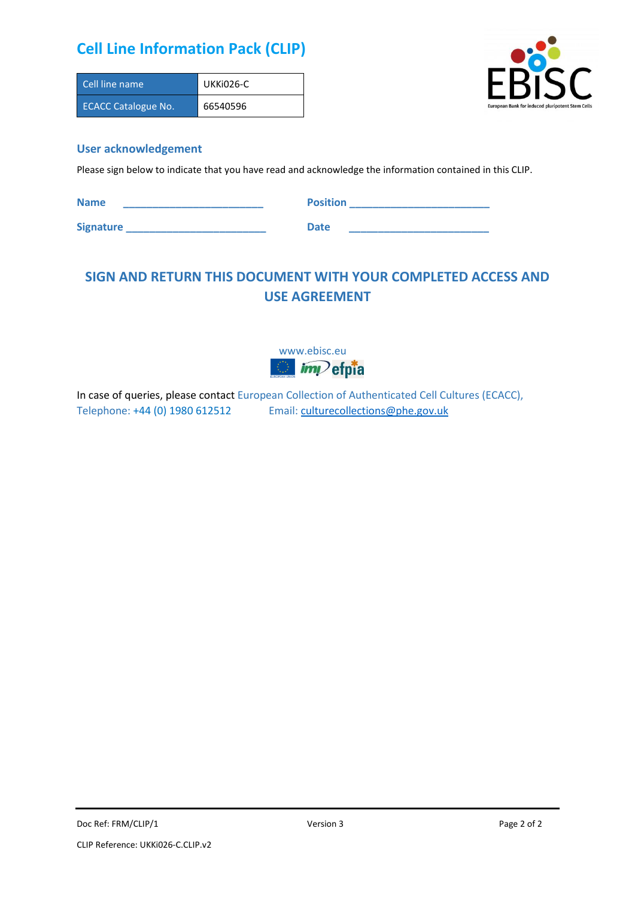# Cell Line Information Pack (CLIP)

| | |
|---|---|
| Cell line name | UKKi026-C |
| ECACC Catalogue No. | 66540596 |

## User acknowledgement

Please sign below to indicate that you have read and acknowledge the information contained in this CLIP.

**Name** _________________________ **Position** _________________________

**Signature** _________________________ **Date** _________________________

## SIGN AND RETURN THIS DOCUMENT WITH YOUR COMPLETED ACCESS AND USE AGREEMENT

www.ebisc.eu

In case of queries, please contact European Collection of Authenticated Cell Cultures (ECACC), Telephone: +44 (0) 1980 612512 Email: culturecollections@phe.gov.uk

Doc Ref: FRM/CLIP/1 Version 3

CLIP Reference: UKKi026-C.CLIP.v2